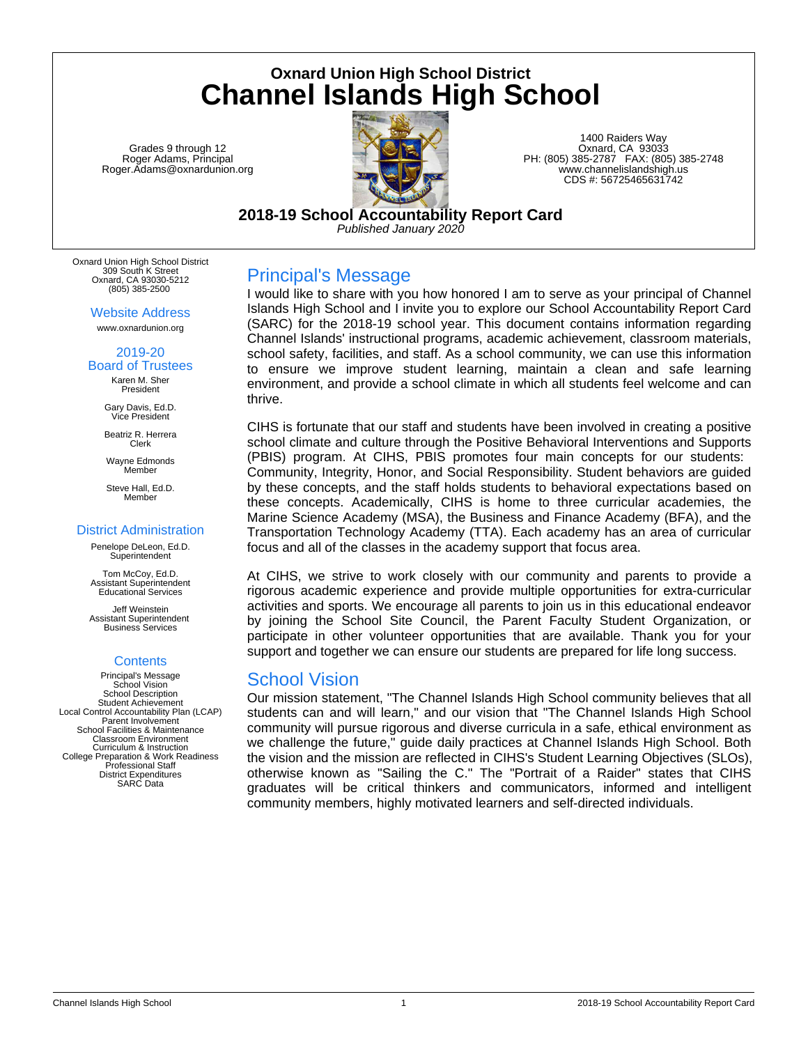## Oxnard Union High School District

# Channel Islands High School

Grades 9 through 12
Roger Adams, Principal
Roger.Adams@oxnardunion.org

1400 Raiders Way
Oxnard, CA 93033
PH: (805) 385-2787 FAX: (805) 385-2748
www.channelislandshigh.us
CDS #: 56725465631742

## 2018-19 School Accountability Report Card

*Published January 2020*

Oxnard Union High School District
309 South K Street
Oxnard, CA 93030-5212
(805) 385-2500

### Website Address

www.oxnardunion.org

### 2019-20 Board of Trustees

Karen M. Sher
President

Gary Davis, Ed.D.
Vice President

Beatriz R. Herrera
Clerk

Wayne Edmonds
Member

Steve Hall, Ed.D.
Member

### District Administration

Penelope DeLeon, Ed.D.
Superintendent

Tom McCoy, Ed.D.
Assistant Superintendent
Educational Services

Jeff Weinstein
Assistant Superintendent
Business Services

### Contents

Principal's Message
School Vision
School Description
Student Achievement
Local Control Accountability Plan (LCAP)
Parent Involvement
School Facilities & Maintenance
Classroom Environment
Curriculum & Instruction
College Preparation & Work Readiness
Professional Staff
District Expenditures
SARC Data

## Principal's Message

I would like to share with you how honored I am to serve as your principal of Channel Islands High School and I invite you to explore our School Accountability Report Card (SARC) for the 2018-19 school year. This document contains information regarding Channel Islands' instructional programs, academic achievement, classroom materials, school safety, facilities, and staff. As a school community, we can use this information to ensure we improve student learning, maintain a clean and safe learning environment, and provide a school climate in which all students feel welcome and can thrive.

CIHS is fortunate that our staff and students have been involved in creating a positive school climate and culture through the Positive Behavioral Interventions and Supports (PBIS) program. At CIHS, PBIS promotes four main concepts for our students: Community, Integrity, Honor, and Social Responsibility. Student behaviors are guided by these concepts, and the staff holds students to behavioral expectations based on these concepts. Academically, CIHS is home to three curricular academies, the Marine Science Academy (MSA), the Business and Finance Academy (BFA), and the Transportation Technology Academy (TTA). Each academy has an area of curricular focus and all of the classes in the academy support that focus area.

At CIHS, we strive to work closely with our community and parents to provide a rigorous academic experience and provide multiple opportunities for extra-curricular activities and sports. We encourage all parents to join us in this educational endeavor by joining the School Site Council, the Parent Faculty Student Organization, or participate in other volunteer opportunities that are available. Thank you for your support and together we can ensure our students are prepared for life long success.

## School Vision

Our mission statement, "The Channel Islands High School community believes that all students can and will learn," and our vision that "The Channel Islands High School community will pursue rigorous and diverse curricula in a safe, ethical environment as we challenge the future," guide daily practices at Channel Islands High School. Both the vision and the mission are reflected in CIHS's Student Learning Objectives (SLOs), otherwise known as "Sailing the C." The "Portrait of a Raider" states that CIHS graduates will be critical thinkers and communicators, informed and intelligent community members, highly motivated learners and self-directed individuals.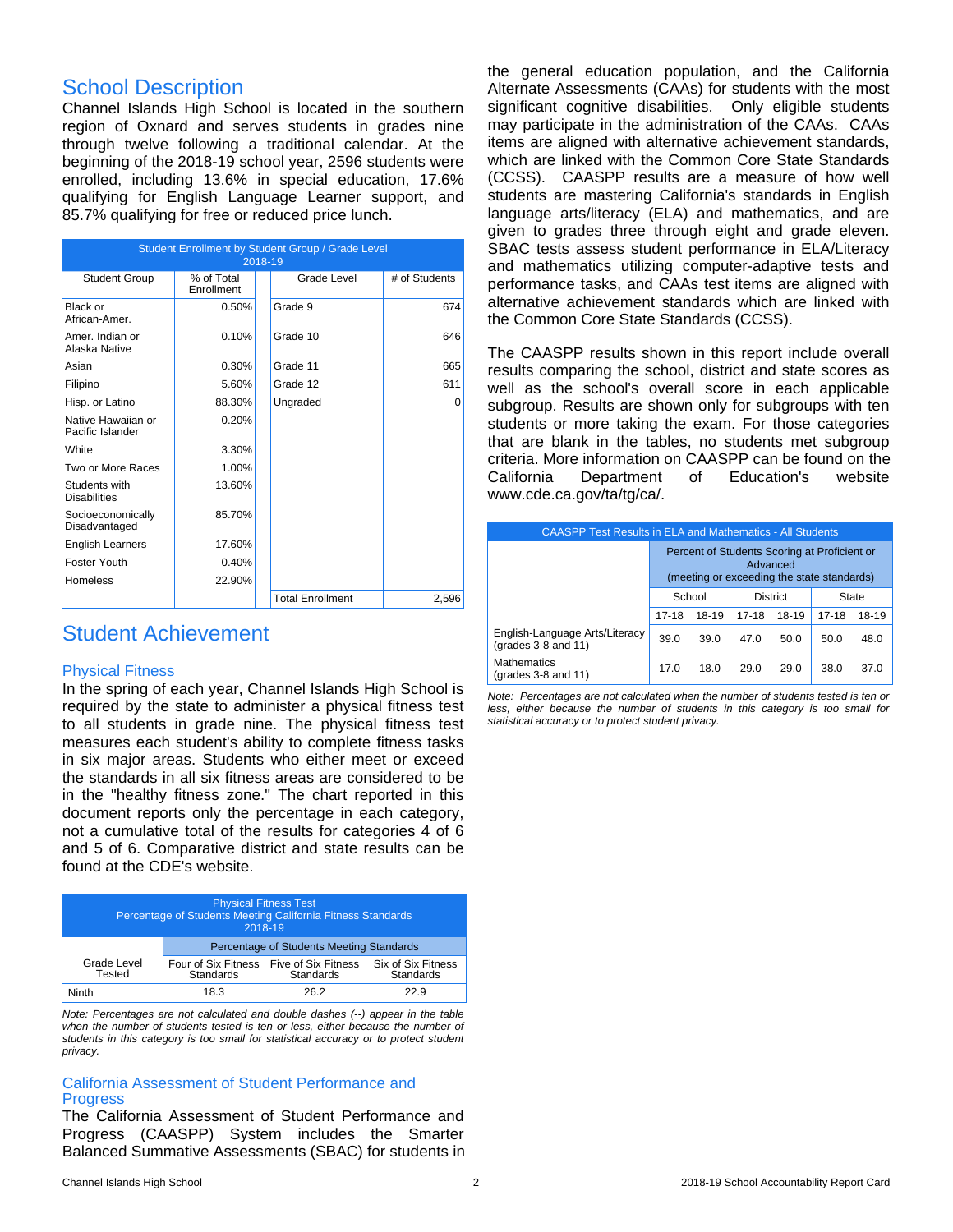# School Description

Channel Islands High School is located in the southern region of Oxnard and serves students in grades nine through twelve following a traditional calendar. At the beginning of the 2018-19 school year, 2596 students were enrolled, including 13.6% in special education, 17.6% qualifying for English Language Learner support, and 85.7% qualifying for free or reduced price lunch.

| Student Enrollment by Student Group / Grade Level 2018-19 | | | |
|---|---|---|---|
| Student Group | % of Total Enrollment | Grade Level | # of Students |
| Black or African-Amer. | 0.50% | Grade 9 | 674 |
| Amer. Indian or Alaska Native | 0.10% | Grade 10 | 646 |
| Asian | 0.30% | Grade 11 | 665 |
| Filipino | 5.60% | Grade 12 | 611 |
| Hisp. or Latino | 88.30% | Ungraded | 0 |
| Native Hawaiian or Pacific Islander | 0.20% | | |
| White | 3.30% | | |
| Two or More Races | 1.00% | | |
| Students with Disabilities | 13.60% | | |
| Socioeconomically Disadvantaged | 85.70% | | |
| English Learners | 17.60% | | |
| Foster Youth | 0.40% | | |
| Homeless | 22.90% | | |
| | | Total Enrollment | 2,596 |

# Student Achievement

## Physical Fitness

In the spring of each year, Channel Islands High School is required by the state to administer a physical fitness test to all students in grade nine. The physical fitness test measures each student's ability to complete fitness tasks in six major areas. Students who either meet or exceed the standards in all six fitness areas are considered to be in the "healthy fitness zone." The chart reported in this document reports only the percentage in each category, not a cumulative total of the results for categories 4 of 6 and 5 of 6. Comparative district and state results can be found at the CDE's website.

| Physical Fitness Test Percentage of Students Meeting California Fitness Standards 2018-19 | | | |
|---|---|---|---|
| | Percentage of Students Meeting Standards | | |
| Grade Level Tested | Four of Six Fitness Standards | Five of Six Fitness Standards | Six of Six Fitness Standards |
| Ninth | 18.3 | 26.2 | 22.9 |

*Note: Percentages are not calculated and double dashes (--) appear in the table when the number of students tested is ten or less, either because the number of students in this category is too small for statistical accuracy or to protect student privacy.*

## California Assessment of Student Performance and Progress

The California Assessment of Student Performance and Progress (CAASPP) System includes the Smarter Balanced Summative Assessments (SBAC) for students in the general education population, and the California Alternate Assessments (CAAs) for students with the most significant cognitive disabilities. Only eligible students may participate in the administration of the CAAs. CAAs items are aligned with alternative achievement standards, which are linked with the Common Core State Standards (CCSS). CAASPP results are a measure of how well students are mastering California's standards in English language arts/literacy (ELA) and mathematics, and are given to grades three through eight and grade eleven. SBAC tests assess student performance in ELA/Literacy and mathematics utilizing computer-adaptive tests and performance tasks, and CAAs test items are aligned with alternative achievement standards which are linked with the Common Core State Standards (CCSS).

The CAASPP results shown in this report include overall results comparing the school, district and state scores as well as the school's overall score in each applicable subgroup. Results are shown only for subgroups with ten students or more taking the exam. For those categories that are blank in the tables, no students met subgroup criteria. More information on CAASPP can be found on the California Department of Education's website www.cde.ca.gov/ta/tg/ca/.

| CAASPP Test Results in ELA and Mathematics - All Students | | | | | | |
|---|---|---|---|---|---|---|
| | Percent of Students Scoring at Proficient or Advanced (meeting or exceeding the state standards) | | | | | |
| | School | | District | | State | |
| | 17-18 | 18-19 | 17-18 | 18-19 | 17-18 | 18-19 |
| English-Language Arts/Literacy (grades 3-8 and 11) | 39.0 | 39.0 | 47.0 | 50.0 | 50.0 | 48.0 |
| Mathematics (grades 3-8 and 11) | 17.0 | 18.0 | 29.0 | 29.0 | 38.0 | 37.0 |

*Note: Percentages are not calculated when the number of students tested is ten or less, either because the number of students in this category is too small for statistical accuracy or to protect student privacy.*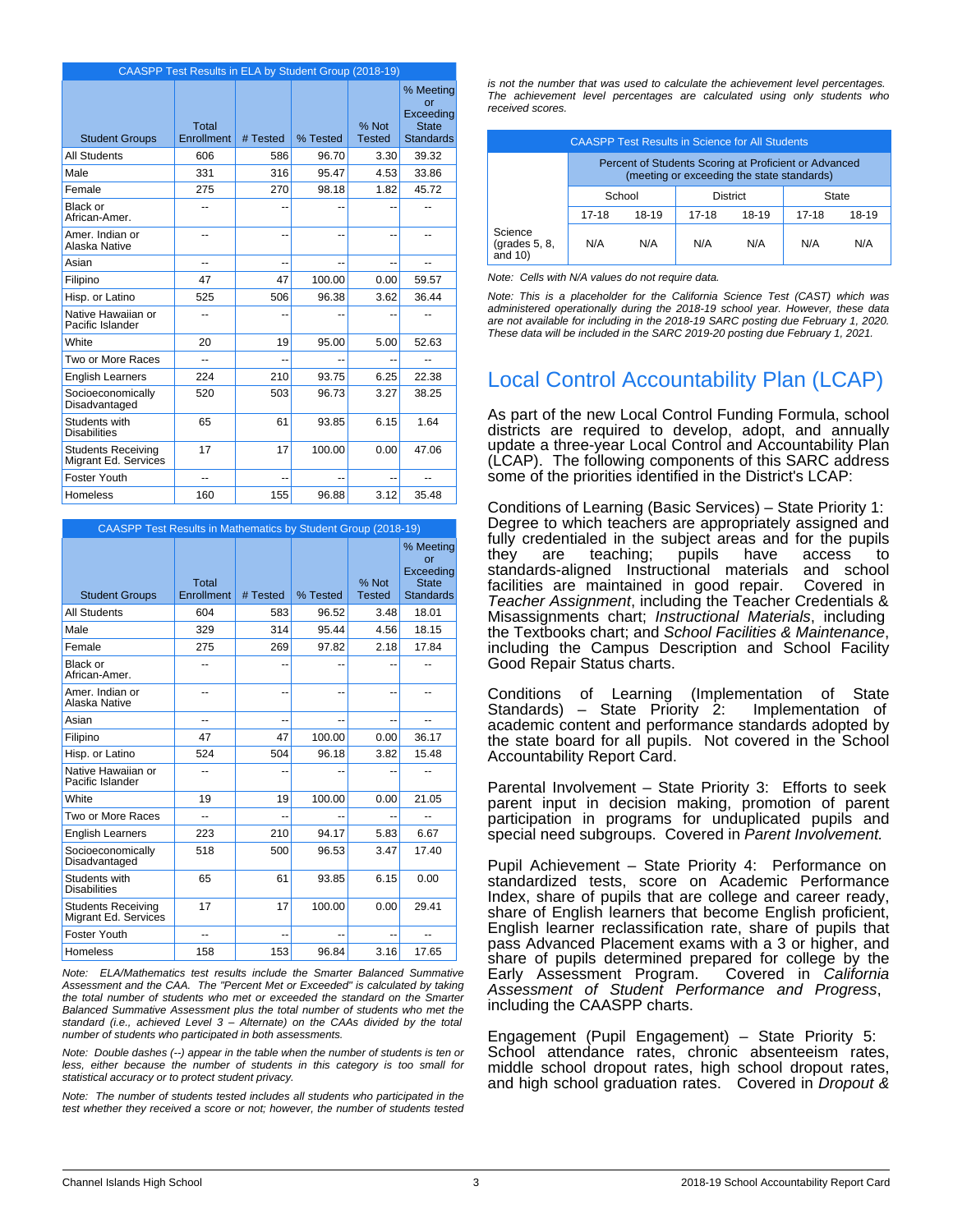| CAASPP Test Results in ELA by Student Group (2018-19) | | | | | |
|---|---|---|---|---|---|
| Student Groups | Total Enrollment | # Tested | % Tested | % Not Tested | % Meeting or Exceeding State Standards |
| All Students | 606 | 586 | 96.70 | 3.30 | 39.32 |
| Male | 331 | 316 | 95.47 | 4.53 | 33.86 |
| Female | 275 | 270 | 98.18 | 1.82 | 45.72 |
| Black or African-Amer. | -- | -- | -- | -- | -- |
| Amer. Indian or Alaska Native | -- | -- | -- | -- | -- |
| Asian | -- | -- | -- | -- | -- |
| Filipino | 47 | 47 | 100.00 | 0.00 | 59.57 |
| Hisp. or Latino | 525 | 506 | 96.38 | 3.62 | 36.44 |
| Native Hawaiian or Pacific Islander | -- | -- | -- | -- | -- |
| White | 20 | 19 | 95.00 | 5.00 | 52.63 |
| Two or More Races | -- | -- | -- | -- | -- |
| English Learners | 224 | 210 | 93.75 | 6.25 | 22.38 |
| Socioeconomically Disadvantaged | 520 | 503 | 96.73 | 3.27 | 38.25 |
| Students with Disabilities | 65 | 61 | 93.85 | 6.15 | 1.64 |
| Students Receiving Migrant Ed. Services | 17 | 17 | 100.00 | 0.00 | 47.06 |
| Foster Youth | -- | -- | -- | -- | -- |
| Homeless | 160 | 155 | 96.88 | 3.12 | 35.48 |

| CAASPP Test Results in Mathematics by Student Group (2018-19) | | | | | |
|---|---|---|---|---|---|
| Student Groups | Total Enrollment | # Tested | % Tested | % Not Tested | % Meeting or Exceeding State Standards |
| All Students | 604 | 583 | 96.52 | 3.48 | 18.01 |
| Male | 329 | 314 | 95.44 | 4.56 | 18.15 |
| Female | 275 | 269 | 97.82 | 2.18 | 17.84 |
| Black or African-Amer. | -- | -- | -- | -- | -- |
| Amer. Indian or Alaska Native | -- | -- | -- | -- | -- |
| Asian | -- | -- | -- | -- | -- |
| Filipino | 47 | 47 | 100.00 | 0.00 | 36.17 |
| Hisp. or Latino | 524 | 504 | 96.18 | 3.82 | 15.48 |
| Native Hawaiian or Pacific Islander | -- | -- | -- | -- | -- |
| White | 19 | 19 | 100.00 | 0.00 | 21.05 |
| Two or More Races | -- | -- | -- | -- | -- |
| English Learners | 223 | 210 | 94.17 | 5.83 | 6.67 |
| Socioeconomically Disadvantaged | 518 | 500 | 96.53 | 3.47 | 17.40 |
| Students with Disabilities | 65 | 61 | 93.85 | 6.15 | 0.00 |
| Students Receiving Migrant Ed. Services | 17 | 17 | 100.00 | 0.00 | 29.41 |
| Foster Youth | -- | -- | -- | -- | -- |
| Homeless | 158 | 153 | 96.84 | 3.16 | 17.65 |

*Note: ELA/Mathematics test results include the Smarter Balanced Summative Assessment and the CAA. The "Percent Met or Exceeded" is calculated by taking the total number of students who met or exceeded the standard on the Smarter Balanced Summative Assessment plus the total number of students who met the standard (i.e., achieved Level 3 – Alternate) on the CAAs divided by the total number of students who participated in both assessments.*

*Note: Double dashes (--) appear in the table when the number of students is ten or less, either because the number of students in this category is too small for statistical accuracy or to protect student privacy.*

*Note: The number of students tested includes all students who participated in the test whether they received a score or not; however, the number of students tested is not the number that was used to calculate the achievement level percentages. The achievement level percentages are calculated using only students who received scores.*

| CAASPP Test Results in Science for All Students | | | | | | |
|---|---|---|---|---|---|---|
| | Percent of Students Scoring at Proficient or Advanced (meeting or exceeding the state standards) | | | | | |
| | School | | District | | State | |
| | 17-18 | 18-19 | 17-18 | 18-19 | 17-18 | 18-19 |
| Science (grades 5, 8, and 10) | N/A | N/A | N/A | N/A | N/A | N/A |

*Note: Cells with N/A values do not require data.*

*Note: This is a placeholder for the California Science Test (CAST) which was administered operationally during the 2018-19 school year. However, these data are not available for including in the 2018-19 SARC posting due February 1, 2020. These data will be included in the SARC 2019-20 posting due February 1, 2021.*

## Local Control Accountability Plan (LCAP)

As part of the new Local Control Funding Formula, school districts are required to develop, adopt, and annually update a three-year Local Control and Accountability Plan (LCAP). The following components of this SARC address some of the priorities identified in the District's LCAP:

Conditions of Learning (Basic Services) – State Priority 1: Degree to which teachers are appropriately assigned and fully credentialed in the subject areas and for the pupils they are teaching; pupils have access to standards-aligned Instructional materials and school facilities are maintained in good repair. Covered in *Teacher Assignment*, including the Teacher Credentials & Misassignments chart; *Instructional Materials*, including the Textbooks chart; and *School Facilities & Maintenance*, including the Campus Description and School Facility Good Repair Status charts.

Conditions of Learning (Implementation of State Standards) – State Priority 2: Implementation of academic content and performance standards adopted by the state board for all pupils. Not covered in the School Accountability Report Card.

Parental Involvement – State Priority 3: Efforts to seek parent input in decision making, promotion of parent participation in programs for unduplicated pupils and special need subgroups. Covered in *Parent Involvement.*

Pupil Achievement – State Priority 4: Performance on standardized tests, score on Academic Performance Index, share of pupils that are college and career ready, share of English learners that become English proficient, English learner reclassification rate, share of pupils that pass Advanced Placement exams with a 3 or higher, and share of pupils determined prepared for college by the Early Assessment Program. Covered in *California Assessment of Student Performance and Progress*, including the CAASPP charts.

Engagement (Pupil Engagement) – State Priority 5: School attendance rates, chronic absenteeism rates, middle school dropout rates, high school dropout rates, and high school graduation rates. Covered in *Dropout &*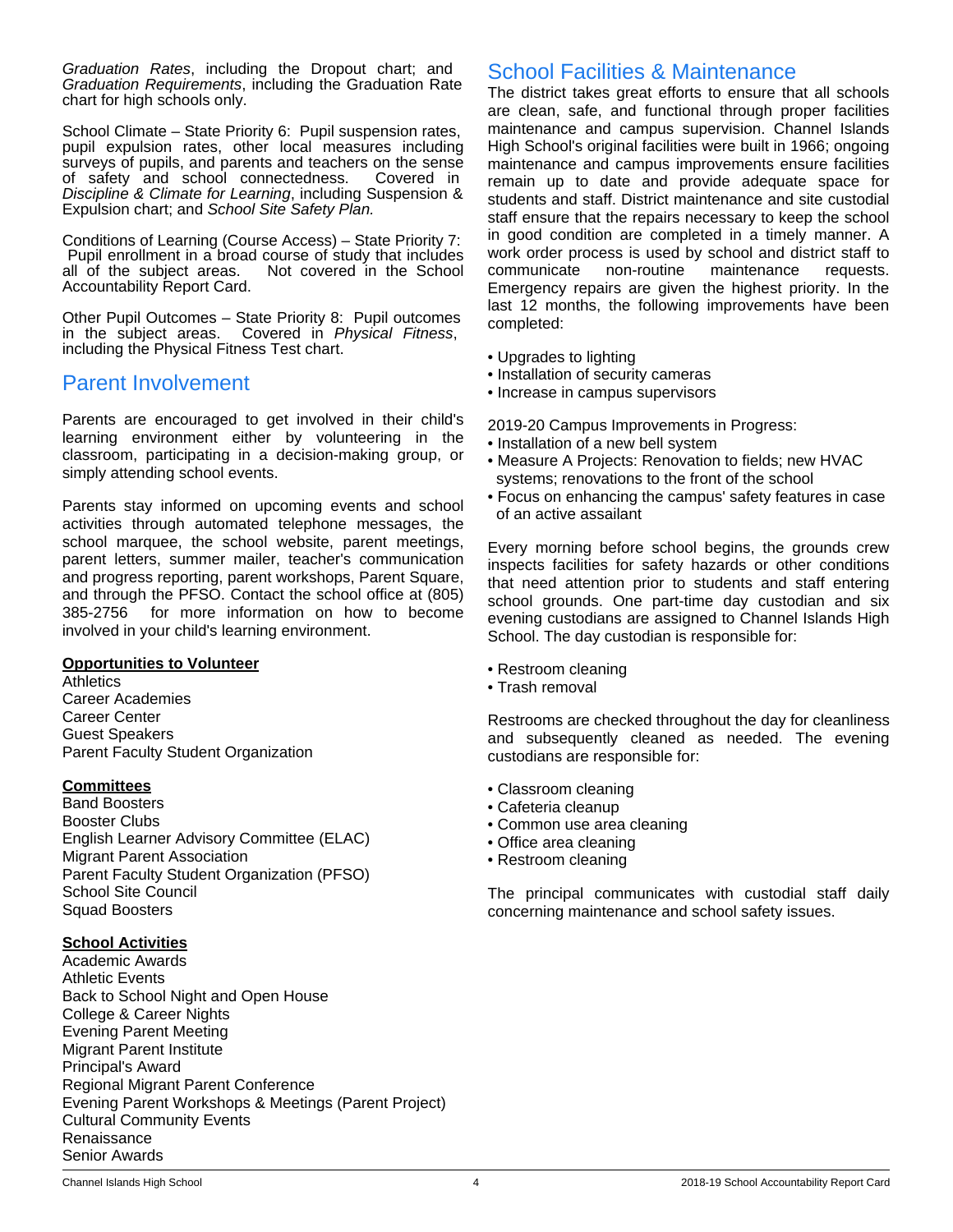*Graduation Rates*, including the Dropout chart; and *Graduation Requirements*, including the Graduation Rate chart for high schools only.

School Climate – State Priority 6: Pupil suspension rates, pupil expulsion rates, other local measures including surveys of pupils, and parents and teachers on the sense of safety and school connectedness. Covered in *Discipline & Climate for Learning*, including Suspension & Expulsion chart; and *School Site Safety Plan.*

Conditions of Learning (Course Access) – State Priority 7: Pupil enrollment in a broad course of study that includes all of the subject areas. Not covered in the School Accountability Report Card.

Other Pupil Outcomes – State Priority 8: Pupil outcomes in the subject areas. Covered in *Physical Fitness*, including the Physical Fitness Test chart.

## Parent Involvement

Parents are encouraged to get involved in their child's learning environment either by volunteering in the classroom, participating in a decision-making group, or simply attending school events.

Parents stay informed on upcoming events and school activities through automated telephone messages, the school marquee, the school website, parent meetings, parent letters, summer mailer, teacher's communication and progress reporting, parent workshops, Parent Square, and through the PFSO. Contact the school office at (805) 385-2756 for more information on how to become involved in your child's learning environment.

**Opportunities to Volunteer**
Athletics
Career Academies
Career Center
Guest Speakers
Parent Faculty Student Organization

**Committees**
Band Boosters
Booster Clubs
English Learner Advisory Committee (ELAC)
Migrant Parent Association
Parent Faculty Student Organization (PFSO)
School Site Council
Squad Boosters

**School Activities**
Academic Awards
Athletic Events
Back to School Night and Open House
College & Career Nights
Evening Parent Meeting
Migrant Parent Institute
Principal's Award
Regional Migrant Parent Conference
Evening Parent Workshops & Meetings (Parent Project)
Cultural Community Events
Renaissance
Senior Awards

## School Facilities & Maintenance

The district takes great efforts to ensure that all schools are clean, safe, and functional through proper facilities maintenance and campus supervision. Channel Islands High School's original facilities were built in 1966; ongoing maintenance and campus improvements ensure facilities remain up to date and provide adequate space for students and staff. District maintenance and site custodial staff ensure that the repairs necessary to keep the school in good condition are completed in a timely manner. A work order process is used by school and district staff to communicate non-routine maintenance requests. Emergency repairs are given the highest priority. In the last 12 months, the following improvements have been completed:

- Upgrades to lighting
- Installation of security cameras
- Increase in campus supervisors

2019-20 Campus Improvements in Progress:
- Installation of a new bell system
- Measure A Projects: Renovation to fields; new HVAC systems; renovations to the front of the school
- Focus on enhancing the campus' safety features in case of an active assailant

Every morning before school begins, the grounds crew inspects facilities for safety hazards or other conditions that need attention prior to students and staff entering school grounds. One part-time day custodian and six evening custodians are assigned to Channel Islands High School. The day custodian is responsible for:

- Restroom cleaning
- Trash removal

Restrooms are checked throughout the day for cleanliness and subsequently cleaned as needed. The evening custodians are responsible for:

- Classroom cleaning
- Cafeteria cleanup
- Common use area cleaning
- Office area cleaning
- Restroom cleaning

The principal communicates with custodial staff daily concerning maintenance and school safety issues.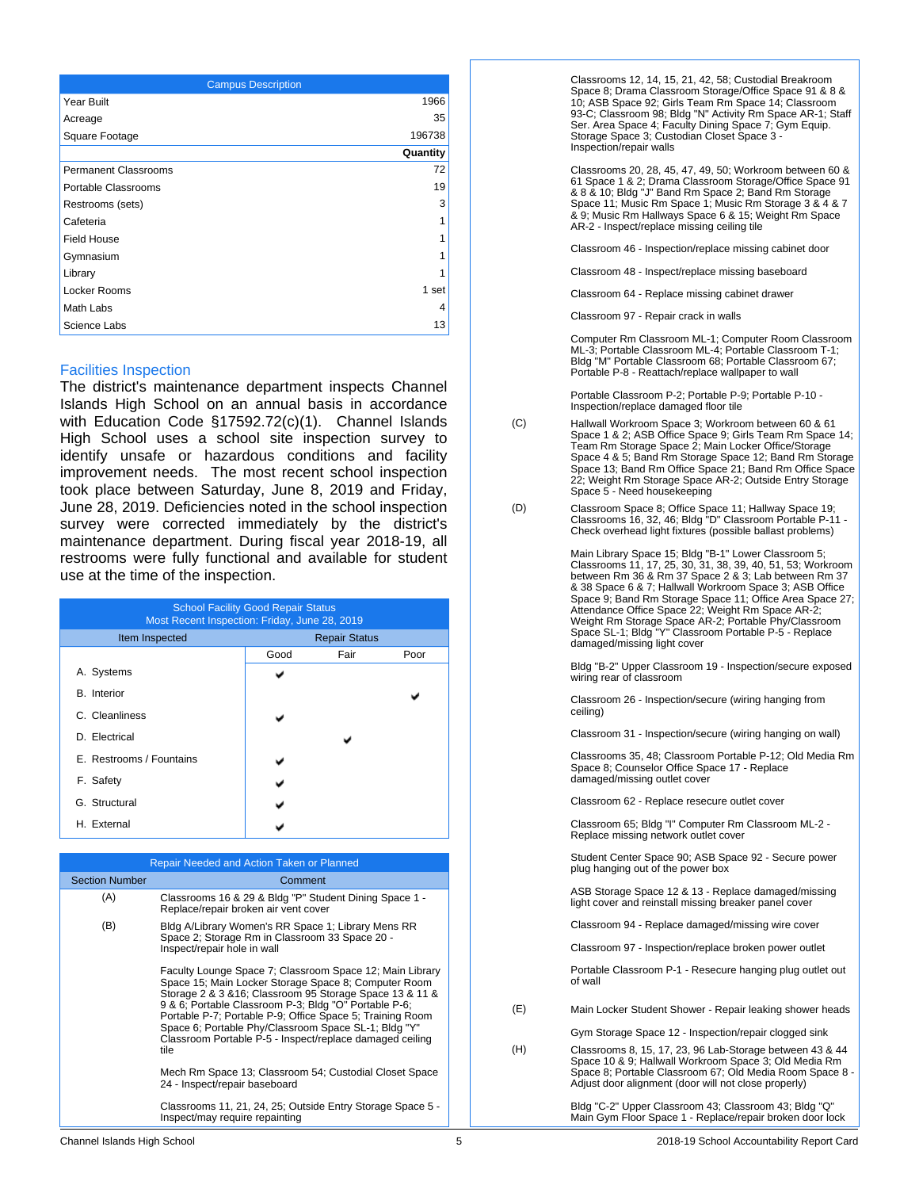| Campus Description | |
|---|---|
| Year Built | 1966 |
| Acreage | 35 |
| Square Footage | 196738 |
| | **Quantity** |
| Permanent Classrooms | 72 |
| Portable Classrooms | 19 |
| Restrooms (sets) | 3 |
| Cafeteria | 1 |
| Field House | 1 |
| Gymnasium | 1 |
| Library | 1 |
| Locker Rooms | 1 set |
| Math Labs | 4 |
| Science Labs | 13 |

## Facilities Inspection

The district's maintenance department inspects Channel Islands High School on an annual basis in accordance with Education Code §17592.72(c)(1). Channel Islands High School uses a school site inspection survey to identify unsafe or hazardous conditions and facility improvement needs. The most recent school inspection took place between Saturday, June 8, 2019 and Friday, June 28, 2019. Deficiencies noted in the school inspection survey were corrected immediately by the district's maintenance department. During fiscal year 2018-19, all restrooms were fully functional and available for student use at the time of the inspection.

| School Facility Good Repair Status<br>Most Recent Inspection: Friday, June 28, 2019 | | | |
|---|---|---|---|
| Item Inspected | Repair Status | | |
| | Good | Fair | Poor |
| A. Systems | ✔ | | |
| B. Interior | | | ✔ |
| C. Cleanliness | ✔ | | |
| D. Electrical | | ✔ | |
| E. Restrooms / Fountains | ✔ | | |
| F. Safety | ✔ | | |
| G. Structural | ✔ | | |
| H. External | ✔ | | |

| Repair Needed and Action Taken or Planned | |
|---|---|
| Section Number | Comment |
| (A) | Classrooms 16 & 29 & Bldg "P" Student Dining Space 1 - Replace/repair broken air vent cover |
| (B) | Bldg A/Library Women's RR Space 1; Library Mens RR Space 2; Storage Rm in Classroom 33 Space 20 - Inspect/repair hole in wall |
| | Faculty Lounge Space 7; Classroom Space 12; Main Library Space 15; Main Locker Storage Space 8; Computer Room Storage 2 & 3 &16; Classroom 95 Storage Space 13 & 11 & 9 & 6; Portable Classroom P-3; Bldg "O" Portable P-6; Portable P-7; Portable P-9; Office Space 5; Training Room Space 6; Portable Phy/Classroom Space SL-1; Bldg "Y" Classroom Portable P-5 - Inspect/replace damaged ceiling tile |
| | Mech Rm Space 13; Classroom 54; Custodial Closet Space 24 - Inspect/repair baseboard |
| | Classrooms 11, 21, 24, 25; Outside Entry Storage Space 5 - Inspect/may require repainting |
| | Classrooms 12, 14, 15, 21, 42, 58; Custodial Breakroom Space 8; Drama Classroom Storage/Office Space 91 & 8 & 10; ASB Space 92; Girls Team Rm Space 14; Classroom 93-C; Classroom 98; Bldg "N" Activity Rm Space AR-1; Staff Ser. Area Space 4; Faculty Dining Space 7; Gym Equip. Storage Space 3; Custodian Closet Space 3 - Inspection/repair walls |
| | Classrooms 20, 28, 45, 47, 49, 50; Workroom between 60 & 61 Space 1 & 2; Drama Classroom Storage/Office Space 91 & 8 & 10; Bldg "J" Band Rm Space 2; Band Rm Storage Space 11; Music Rm Space 1; Music Rm Storage 3 & 4 & 7 & 9; Music Rm Hallways Space 6 & 15; Weight Rm Space AR-2 - Inspect/replace missing ceiling tile |
| | Classroom 46 - Inspection/replace missing cabinet door |
| | Classroom 48 - Inspect/replace missing baseboard |
| | Classroom 64 - Replace missing cabinet drawer |
| | Classroom 97 - Repair crack in walls |
| | Computer Rm Classroom ML-1; Computer Room Classroom ML-3; Portable Classroom ML-4; Portable Classroom T-1; Bldg "M" Portable Classroom 68; Portable Classroom 67; Portable P-8 - Reattach/replace wallpaper to wall |
| | Portable Classroom P-2; Portable P-9; Portable P-10 - Inspection/replace damaged floor tile |
| (C) | Hallwall Workroom Space 3; Workroom between 60 & 61 Space 1 & 2; ASB Office Space 9; Girls Team Rm Space 14; Team Rm Storage Space 2; Main Locker Office/Storage Space 4 & 5; Band Rm Storage Space 12; Band Rm Storage Space 13; Band Rm Office Space 21; Band Rm Office Space 22; Weight Rm Storage Space AR-2; Outside Entry Storage Space 5 - Need housekeeping |
| (D) | Classroom Space 8; Office Space 11; Hallway Space 19; Classrooms 16, 32, 46; Bldg "D" Classroom Portable P-11 - Check overhead light fixtures (possible ballast problems) |
| | Main Library Space 15; Bldg "B-1" Lower Classroom 5; Classrooms 11, 17, 25, 30, 31, 38, 39, 40, 51, 53; Workroom between Rm 36 & Rm 37 Space 2 & 3; Lab between Rm 37 & 38 Space 6 & 7; Hallwall Workroom Space 3; ASB Office Space 9; Band Rm Storage Space 11; Office Area Space 27; Attendance Office Space 22; Weight Rm Space AR-2; Weight Rm Storage Space AR-2; Portable Phy/Classroom Space SL-1; Bldg "Y" Classroom Portable P-5 - Replace damaged/missing light cover |
| | Bldg "B-2" Upper Classroom 19 - Inspection/secure exposed wiring rear of classroom |
| | Classroom 26 - Inspection/secure (wiring hanging from ceiling) |
| | Classroom 31 - Inspection/secure (wiring hanging on wall) |
| | Classrooms 35, 48; Classroom Portable P-12; Old Media Rm Space 8; Counselor Office Space 17 - Replace damaged/missing outlet cover |
| | Classroom 62 - Replace rescure outlet cover |
| | Classroom 65; Bldg "I" Computer Rm Classroom ML-2 - Replace missing network outlet cover |
| | Student Center Space 90; ASB Space 92 - Secure power plug hanging out of the power box |
| | ASB Storage Space 12 & 13 - Replace damaged/missing light cover and reinstall missing breaker panel cover |
| | Classroom 94 - Replace damaged/missing wire cover |
| | Classroom 97 - Inspection/replace broken power outlet |
| | Portable Classroom P-1 - Resecure hanging plug outlet out of wall |
| (E) | Main Locker Student Shower - Repair leaking shower heads |
| | Gym Storage Space 12 - Inspection/repair clogged sink |
| (H) | Classrooms 8, 15, 17, 23, 96 Lab-Storage between 43 & 44 Space 10 & 9; Hallwall Workroom Space 3; Old Media Rm Space 8; Portable Classroom 67; Old Media Room Space 8 - Adjust door alignment (door will not close properly) |
| | Bldg "C-2" Upper Classroom 43; Classroom 43; Bldg "Q" Main Gym Floor Space 1 - Replace/repair broken door lock |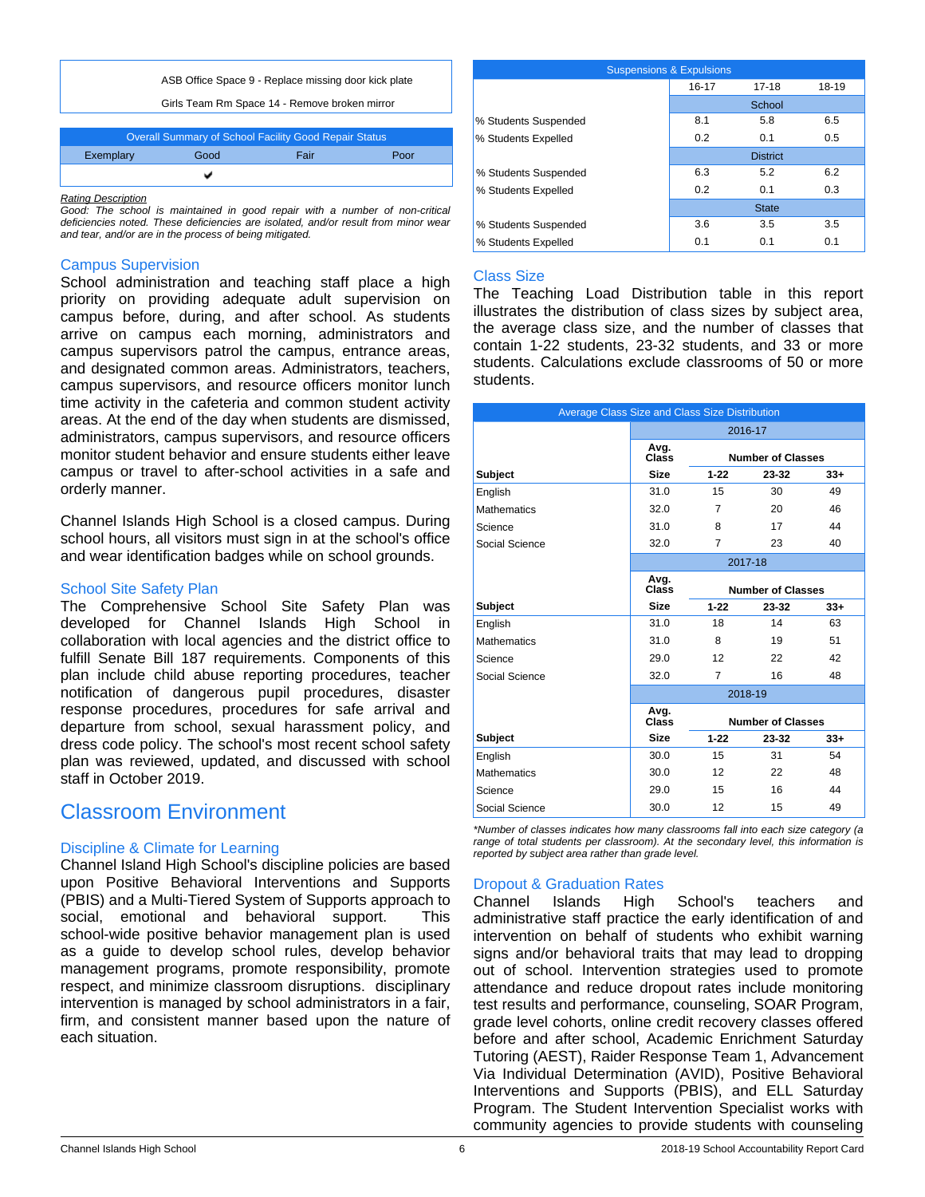| |
|---|
| ASB Office Space 9 - Replace missing door kick plate |
| Girls Team Rm Space 14 - Remove broken mirror |

| Overall Summary of School Facility Good Repair Status | | | |
|---|---|---|---|
| Exemplary | Good | Fair | Poor |
| | ✔ | | |

*Rating Description*
*Good: The school is maintained in good repair with a number of non-critical deficiencies noted. These deficiencies are isolated, and/or result from minor wear and tear, and/or are in the process of being mitigated.*

### Campus Supervision

School administration and teaching staff place a high priority on providing adequate adult supervision on campus before, during, and after school. As students arrive on campus each morning, administrators and campus supervisors patrol the campus, entrance areas, and designated common areas. Administrators, teachers, campus supervisors, and resource officers monitor lunch time activity in the cafeteria and common student activity areas. At the end of the day when students are dismissed, administrators, campus supervisors, and resource officers monitor student behavior and ensure students either leave campus or travel to after-school activities in a safe and orderly manner.

Channel Islands High School is a closed campus. During school hours, all visitors must sign in at the school's office and wear identification badges while on school grounds.

### School Site Safety Plan

The Comprehensive School Site Safety Plan was developed for Channel Islands High School in collaboration with local agencies and the district office to fulfill Senate Bill 187 requirements. Components of this plan include child abuse reporting procedures, teacher notification of dangerous pupil procedures, disaster response procedures, procedures for safe arrival and departure from school, sexual harassment policy, and dress code policy. The school's most recent school safety plan was reviewed, updated, and discussed with school staff in October 2019.

## Classroom Environment

### Discipline & Climate for Learning

Channel Island High School's discipline policies are based upon Positive Behavioral Interventions and Supports (PBIS) and a Multi-Tiered System of Supports approach to social, emotional and behavioral support. This school-wide positive behavior management plan is used as a guide to develop school rules, develop behavior management programs, promote responsibility, promote respect, and minimize classroom disruptions. disciplinary intervention is managed by school administrators in a fair, firm, and consistent manner based upon the nature of each situation.

| Suspensions & Expulsions | | | |
|---|---|---|---|
| | 16-17 | 17-18 | 18-19 |
| | School | | |
| % Students Suspended | 8.1 | 5.8 | 6.5 |
| % Students Expelled | 0.2 | 0.1 | 0.5 |
| | District | | |
| % Students Suspended | 6.3 | 5.2 | 6.2 |
| % Students Expelled | 0.2 | 0.1 | 0.3 |
| | State | | |
| % Students Suspended | 3.6 | 3.5 | 3.5 |
| % Students Expelled | 0.1 | 0.1 | 0.1 |

### Class Size

The Teaching Load Distribution table in this report illustrates the distribution of class sizes by subject area, the average class size, and the number of classes that contain 1-22 students, 23-32 students, and 33 or more students. Calculations exclude classrooms of 50 or more students.

| Average Class Size and Class Size Distribution | | | | |
|---|---|---|---|---|
| | 2016-17 | | | |
| | Avg. Class | Number of Classes | | |
| **Subject** | **Size** | **1-22** | **23-32** | **33+** |
| English | 31.0 | 15 | 30 | 49 |
| Mathematics | 32.0 | 7 | 20 | 46 |
| Science | 31.0 | 8 | 17 | 44 |
| Social Science | 32.0 | 7 | 23 | 40 |
| | 2017-18 | | | |
| | Avg. Class | Number of Classes | | |
| **Subject** | **Size** | **1-22** | **23-32** | **33+** |
| English | 31.0 | 18 | 14 | 63 |
| Mathematics | 31.0 | 8 | 19 | 51 |
| Science | 29.0 | 12 | 22 | 42 |
| Social Science | 32.0 | 7 | 16 | 48 |
| | 2018-19 | | | |
| | Avg. Class | Number of Classes | | |
| **Subject** | **Size** | **1-22** | **23-32** | **33+** |
| English | 30.0 | 15 | 31 | 54 |
| Mathematics | 30.0 | 12 | 22 | 48 |
| Science | 29.0 | 15 | 16 | 44 |
| Social Science | 30.0 | 12 | 15 | 49 |

*\*Number of classes indicates how many classrooms fall into each size category (a range of total students per classroom). At the secondary level, this information is reported by subject area rather than grade level.*

### Dropout & Graduation Rates

Channel Islands High School's teachers and administrative staff practice the early identification of and intervention on behalf of students who exhibit warning signs and/or behavioral traits that may lead to dropping out of school. Intervention strategies used to promote attendance and reduce dropout rates include monitoring test results and performance, counseling, SOAR Program, grade level cohorts, online credit recovery classes offered before and after school, Academic Enrichment Saturday Tutoring (AEST), Raider Response Team 1, Advancement Via Individual Determination (AVID), Positive Behavioral Interventions and Supports (PBIS), and ELL Saturday Program. The Student Intervention Specialist works with community agencies to provide students with counseling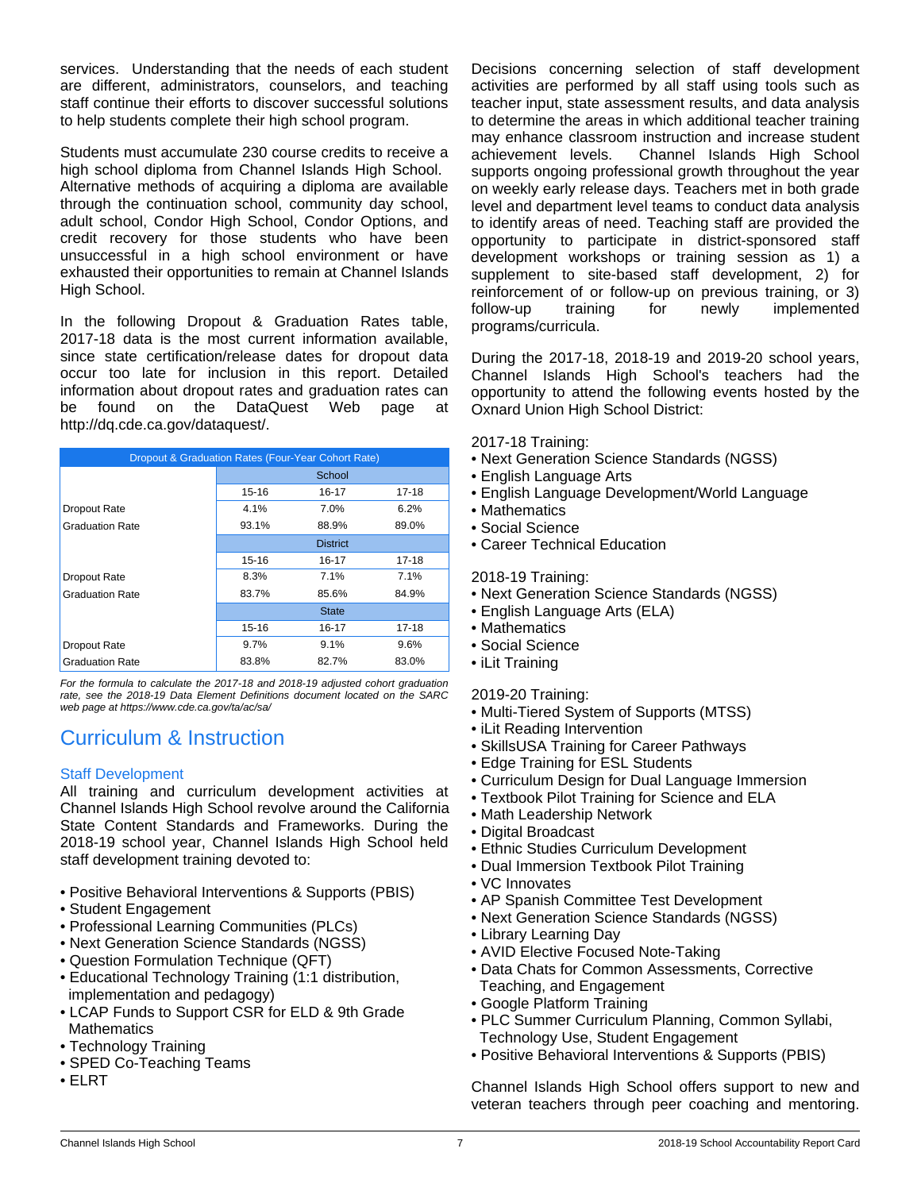services. Understanding that the needs of each student are different, administrators, counselors, and teaching staff continue their efforts to discover successful solutions to help students complete their high school program.

Students must accumulate 230 course credits to receive a high school diploma from Channel Islands High School. Alternative methods of acquiring a diploma are available through the continuation school, community day school, adult school, Condor High School, Condor Options, and credit recovery for those students who have been unsuccessful in a high school environment or have exhausted their opportunities to remain at Channel Islands High School.

In the following Dropout & Graduation Rates table, 2017-18 data is the most current information available, since state certification/release dates for dropout data occur too late for inclusion in this report. Detailed information about dropout rates and graduation rates can be found on the DataQuest Web page at http://dq.cde.ca.gov/dataquest/.

| Dropout & Graduation Rates (Four-Year Cohort Rate) | | | |
|---|---|---|---|
| | School | | |
| | 15-16 | 16-17 | 17-18 |
| Dropout Rate | 4.1% | 7.0% | 6.2% |
| Graduation Rate | 93.1% | 88.9% | 89.0% |
| | District | | |
| | 15-16 | 16-17 | 17-18 |
| Dropout Rate | 8.3% | 7.1% | 7.1% |
| Graduation Rate | 83.7% | 85.6% | 84.9% |
| | State | | |
| | 15-16 | 16-17 | 17-18 |
| Dropout Rate | 9.7% | 9.1% | 9.6% |
| Graduation Rate | 83.8% | 82.7% | 83.0% |

*For the formula to calculate the 2017-18 and 2018-19 adjusted cohort graduation rate, see the 2018-19 Data Element Definitions document located on the SARC web page at https://www.cde.ca.gov/ta/ac/sa/*

## Curriculum & Instruction

### Staff Development

All training and curriculum development activities at Channel Islands High School revolve around the California State Content Standards and Frameworks. During the 2018-19 school year, Channel Islands High School held staff development training devoted to:

- Positive Behavioral Interventions & Supports (PBIS)
- Student Engagement
- Professional Learning Communities (PLCs)
- Next Generation Science Standards (NGSS)
- Question Formulation Technique (QFT)
- Educational Technology Training (1:1 distribution, implementation and pedagogy)
- LCAP Funds to Support CSR for ELD & 9th Grade Mathematics
- Technology Training
- SPED Co-Teaching Teams
- ELRT

Decisions concerning selection of staff development activities are performed by all staff using tools such as teacher input, state assessment results, and data analysis to determine the areas in which additional teacher training may enhance classroom instruction and increase student achievement levels. Channel Islands High School supports ongoing professional growth throughout the year on weekly early release days. Teachers met in both grade level and department level teams to conduct data analysis to identify areas of need. Teaching staff are provided the opportunity to participate in district-sponsored staff development workshops or training session as 1) a supplement to site-based staff development, 2) for reinforcement of or follow-up on previous training, or 3) follow-up training for newly implemented programs/curricula.

During the 2017-18, 2018-19 and 2019-20 school years, Channel Islands High School's teachers had the opportunity to attend the following events hosted by the Oxnard Union High School District:

2017-18 Training:
- Next Generation Science Standards (NGSS)
- English Language Arts
- English Language Development/World Language
- Mathematics
- Social Science
- Career Technical Education

2018-19 Training:
- Next Generation Science Standards (NGSS)
- English Language Arts (ELA)
- Mathematics
- Social Science
- iLit Training

2019-20 Training:
- Multi-Tiered System of Supports (MTSS)
- iLit Reading Intervention
- SkillsUSA Training for Career Pathways
- Edge Training for ESL Students
- Curriculum Design for Dual Language Immersion
- Textbook Pilot Training for Science and ELA
- Math Leadership Network
- Digital Broadcast
- Ethnic Studies Curriculum Development
- Dual Immersion Textbook Pilot Training
- VC Innovates
- AP Spanish Committee Test Development
- Next Generation Science Standards (NGSS)
- Library Learning Day
- AVID Elective Focused Note-Taking
- Data Chats for Common Assessments, Corrective Teaching, and Engagement
- Google Platform Training
- PLC Summer Curriculum Planning, Common Syllabi, Technology Use, Student Engagement
- Positive Behavioral Interventions & Supports (PBIS)

Channel Islands High School offers support to new and veteran teachers through peer coaching and mentoring.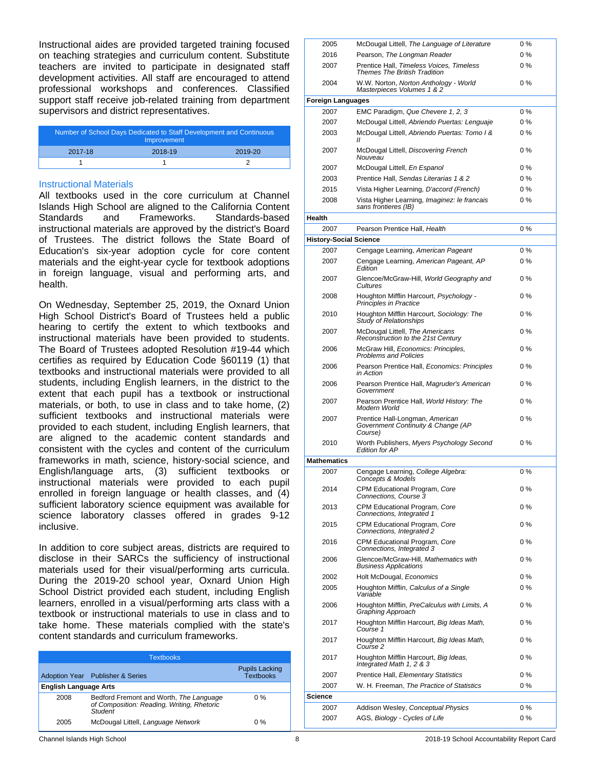Instructional aides are provided targeted training focused on teaching strategies and curriculum content. Substitute teachers are invited to participate in designated staff development activities. All staff are encouraged to attend professional workshops and conferences. Classified support staff receive job-related training from department supervisors and district representatives.

| Number of School Days Dedicated to Staff Development and Continuous Improvement | | |
|---|---|---|
| 2017-18 | 2018-19 | 2019-20 |
| 1 | 1 | 2 |

## Instructional Materials

All textbooks used in the core curriculum at Channel Islands High School are aligned to the California Content Standards and Frameworks. Standards-based instructional materials are approved by the district's Board of Trustees. The district follows the State Board of Education's six-year adoption cycle for core content materials and the eight-year cycle for textbook adoptions in foreign language, visual and performing arts, and health.

On Wednesday, September 25, 2019, the Oxnard Union High School District's Board of Trustees held a public hearing to certify the extent to which textbooks and instructional materials have been provided to students. The Board of Trustees adopted Resolution #19-44 which certifies as required by Education Code §60119 (1) that textbooks and instructional materials were provided to all students, including English learners, in the district to the extent that each pupil has a textbook or instructional materials, or both, to use in class and to take home, (2) sufficient textbooks and instructional materials were provided to each student, including English learners, that are aligned to the academic content standards and consistent with the cycles and content of the curriculum frameworks in math, science, history-social science, and English/language arts, (3) sufficient textbooks or instructional materials were provided to each pupil enrolled in foreign language or health classes, and (4) sufficient laboratory science equipment was available for science laboratory classes offered in grades 9-12 inclusive.

In addition to core subject areas, districts are required to disclose in their SARCs the sufficiency of instructional materials used for their visual/performing arts curricula. During the 2019-20 school year, Oxnard Union High School District provided each student, including English learners, enrolled in a visual/performing arts class with a textbook or instructional materials to use in class and to take home. These materials complied with the state's content standards and curriculum frameworks.

| Adoption Year | Publisher & Series | Pupils Lacking Textbooks |
|---|---|---|
| **English Language Arts** | | |
| 2008 | Bedford Fremont and Worth, *The Language of Composition: Reading, Writing, Rhetoric Student* | 0 % |
| 2005 | McDougal Littell, *Language Network* | 0 % |
| 2005 | McDougal Littell, *The Language of Literature* | 0 % |
| 2016 | Pearson, *The Longman Reader* | 0 % |
| 2007 | Prentice Hall, *Timeless Voices, Timeless Themes The British Tradition* | 0 % |
| 2004 | W.W. Norton, *Norton Anthology - World Masterpieces Volumes 1 & 2* | 0 % |
| **Foreign Languages** | | |
| 2007 | EMC Paradigm, *Que Chevere 1, 2, 3* | 0 % |
| 2007 | McDougal Littell, *Abriendo Puertas: Lenguaje* | 0 % |
| 2003 | McDougal Littell, *Abriendo Puertas: Tomo I & II* | 0 % |
| 2007 | McDougal Littell, *Discovering French Nouveau* | 0 % |
| 2007 | McDougal Littell, *En Espanol* | 0 % |
| 2003 | Prentice Hall, *Sendas Literarias 1 & 2* | 0 % |
| 2015 | Vista Higher Learning, *D'accord (French)* | 0 % |
| 2008 | Vista Higher Learning, *Imaginez: le francais sans frontieres (IB)* | 0 % |
| **Health** | | |
| 2007 | Pearson Prentice Hall, *Health* | 0 % |
| **History-Social Science** | | |
| 2007 | Cengage Learning, *American Pageant* | 0 % |
| 2007 | Cengage Learning, *American Pageant, AP Edition* | 0 % |
| 2007 | Glencoe/McGraw-Hill, *World Geography and Cultures* | 0 % |
| 2008 | Houghton Mifflin Harcourt, *Psychology - Principles in Practice* | 0 % |
| 2010 | Houghton Mifflin Harcourt, *Sociology: The Study of Relationships* | 0 % |
| 2007 | McDougal Littell, *The Americans Reconstruction to the 21st Century* | 0 % |
| 2006 | McGraw Hill, *Economics: Principles, Problems and Policies* | 0 % |
| 2006 | Pearson Prentice Hall, *Economics: Principles in Action* | 0 % |
| 2006 | Pearson Prentice Hall, *Magruder's American Government* | 0 % |
| 2007 | Pearson Prentice Hall, *World History: The Modern World* | 0 % |
| 2007 | Prentice Hall-Longman, *American Government Continuity & Change (AP Course)* | 0 % |
| 2010 | Worth Publishers, *Myers Psychology Second Edition for AP* | 0 % |
| **Mathematics** | | |
| 2007 | Cengage Learning, *College Algebra: Concepts & Models* | 0 % |
| 2014 | CPM Educational Program, *Core Connections, Course 3* | 0 % |
| 2013 | CPM Educational Program, *Core Connections, Integrated 1* | 0 % |
| 2015 | CPM Educational Program, *Core Connections, Integrated 2* | 0 % |
| 2016 | CPM Educational Program, *Core Connections, Integrated 3* | 0 % |
| 2006 | Glencoe/McGraw-Hill, *Mathematics with Business Applications* | 0 % |
| 2002 | Holt McDougal, *Economics* | 0 % |
| 2005 | Houghton Mifflin, *Calculus of a Single Variable* | 0 % |
| 2006 | Houghton Mifflin, *PreCalculus with Limits, A Graphing Approach* | 0 % |
| 2017 | Houghton Mifflin Harcourt, *Big Ideas Math, Course 1* | 0 % |
| 2017 | Houghton Mifflin Harcourt, *Big Ideas Math, Course 2* | 0 % |
| 2017 | Houghton Mifflin Harcourt, *Big Ideas, Integrated Math 1, 2 & 3* | 0 % |
| 2007 | Prentice Hall, *Elementary Statistics* | 0 % |
| 2007 | W. H. Freeman, *The Practice of Statistics* | 0 % |
| **Science** | | |
| 2007 | Addison Wesley, *Conceptual Physics* | 0 % |
| 2007 | AGS, *Biology - Cycles of Life* | 0 % |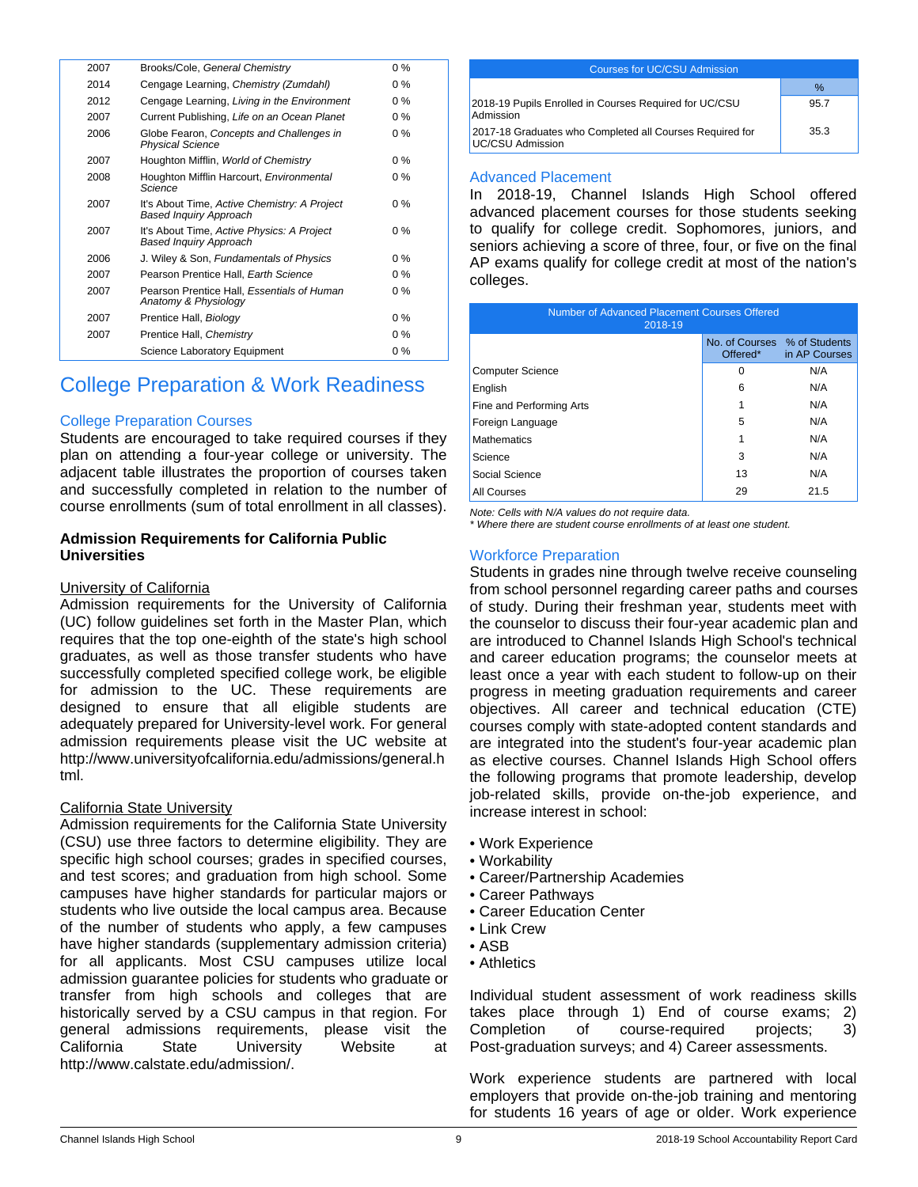| | | |
|---|---|---|
| 2007 | Brooks/Cole, *General Chemistry* | 0 % |
| 2014 | Cengage Learning, *Chemistry (Zumdahl)* | 0 % |
| 2012 | Cengage Learning, *Living in the Environment* | 0 % |
| 2007 | Current Publishing, *Life on an Ocean Planet* | 0 % |
| 2006 | Globe Fearon, *Concepts and Challenges in Physical Science* | 0 % |
| 2007 | Houghton Mifflin, *World of Chemistry* | 0 % |
| 2008 | Houghton Mifflin Harcourt, *Environmental Science* | 0 % |
| 2007 | It's About Time, *Active Chemistry: A Project Based Inquiry Approach* | 0 % |
| 2007 | It's About Time, *Active Physics: A Project Based Inquiry Approach* | 0 % |
| 2006 | J. Wiley & Son, *Fundamentals of Physics* | 0 % |
| 2007 | Pearson Prentice Hall, *Earth Science* | 0 % |
| 2007 | Pearson Prentice Hall, *Essentials of Human Anatomy & Physiology* | 0 % |
| 2007 | Prentice Hall, *Biology* | 0 % |
| 2007 | Prentice Hall, *Chemistry* | 0 % |
| | Science Laboratory Equipment | 0 % |

# College Preparation & Work Readiness

## College Preparation Courses

Students are encouraged to take required courses if they plan on attending a four-year college or university. The adjacent table illustrates the proportion of courses taken and successfully completed in relation to the number of course enrollments (sum of total enrollment in all classes).

**Admission Requirements for California Public Universities**

University of California

Admission requirements for the University of California (UC) follow guidelines set forth in the Master Plan, which requires that the top one-eighth of the state's high school graduates, as well as those transfer students who have successfully completed specified college work, be eligible for admission to the UC. These requirements are designed to ensure that all eligible students are adequately prepared for University-level work. For general admission requirements please visit the UC website at http://www.universityofcalifornia.edu/admissions/general.html.

California State University

Admission requirements for the California State University (CSU) use three factors to determine eligibility. They are specific high school courses; grades in specified courses, and test scores; and graduation from high school. Some campuses have higher standards for particular majors or students who live outside the local campus area. Because of the number of students who apply, a few campuses have higher standards (supplementary admission criteria) for all applicants. Most CSU campuses utilize local admission guarantee policies for students who graduate or transfer from high schools and colleges that are historically served by a CSU campus in that region. For general admissions requirements, please visit the California State University Website at http://www.calstate.edu/admission/.

| Courses for UC/CSU Admission | |
|---|---|
| | % |
| 2018-19 Pupils Enrolled in Courses Required for UC/CSU Admission | 95.7 |
| 2017-18 Graduates who Completed all Courses Required for UC/CSU Admission | 35.3 |

## Advanced Placement

In 2018-19, Channel Islands High School offered advanced placement courses for those students seeking to qualify for college credit. Sophomores, juniors, and seniors achieving a score of three, four, or five on the final AP exams qualify for college credit at most of the nation's colleges.

| Number of Advanced Placement Courses Offered 2018-19 | | |
|---|---|---|
| | No. of Courses Offered* | % of Students in AP Courses |
| Computer Science | 0 | N/A |
| English | 6 | N/A |
| Fine and Performing Arts | 1 | N/A |
| Foreign Language | 5 | N/A |
| Mathematics | 1 | N/A |
| Science | 3 | N/A |
| Social Science | 13 | N/A |
| All Courses | 29 | 21.5 |

*Note: Cells with N/A values do not require data.*
*\* Where there are student course enrollments of at least one student.*

## Workforce Preparation

Students in grades nine through twelve receive counseling from school personnel regarding career paths and courses of study. During their freshman year, students meet with the counselor to discuss their four-year academic plan and are introduced to Channel Islands High School's technical and career education programs; the counselor meets at least once a year with each student to follow-up on their progress in meeting graduation requirements and career objectives. All career and technical education (CTE) courses comply with state-adopted content standards and are integrated into the student's four-year academic plan as elective courses. Channel Islands High School offers the following programs that promote leadership, develop job-related skills, provide on-the-job experience, and increase interest in school:

- Work Experience
- Workability
- Career/Partnership Academies
- Career Pathways
- Career Education Center
- Link Crew
- ASB
- Athletics

Individual student assessment of work readiness skills takes place through 1) End of course exams; 2) Completion of course-required projects; 3) Post-graduation surveys; and 4) Career assessments.

Work experience students are partnered with local employers that provide on-the-job training and mentoring for students 16 years of age or older. Work experience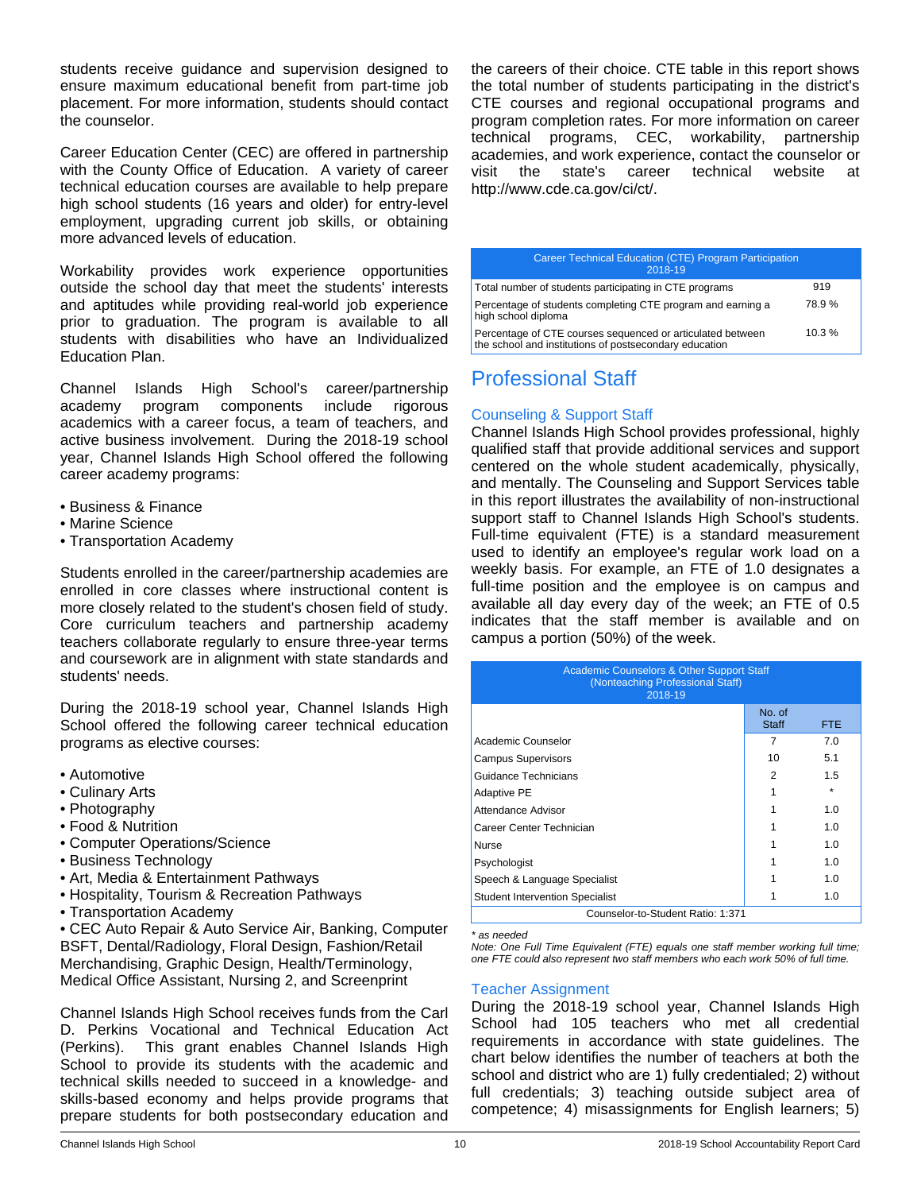students receive guidance and supervision designed to ensure maximum educational benefit from part-time job placement. For more information, students should contact the counselor.

Career Education Center (CEC) are offered in partnership with the County Office of Education. A variety of career technical education courses are available to help prepare high school students (16 years and older) for entry-level employment, upgrading current job skills, or obtaining more advanced levels of education.

Workability provides work experience opportunities outside the school day that meet the students' interests and aptitudes while providing real-world job experience prior to graduation. The program is available to all students with disabilities who have an Individualized Education Plan.

Channel Islands High School's career/partnership academy program components include rigorous academics with a career focus, a team of teachers, and active business involvement. During the 2018-19 school year, Channel Islands High School offered the following career academy programs:

- Business & Finance
- Marine Science
- Transportation Academy

Students enrolled in the career/partnership academies are enrolled in core classes where instructional content is more closely related to the student's chosen field of study. Core curriculum teachers and partnership academy teachers collaborate regularly to ensure three-year terms and coursework are in alignment with state standards and students' needs.

During the 2018-19 school year, Channel Islands High School offered the following career technical education programs as elective courses:

- Automotive
- Culinary Arts
- Photography
- Food & Nutrition
- Computer Operations/Science
- Business Technology
- Art, Media & Entertainment Pathways
- Hospitality, Tourism & Recreation Pathways
- Transportation Academy
- CEC Auto Repair & Auto Service Air, Banking, Computer BSFT, Dental/Radiology, Floral Design, Fashion/Retail Merchandising, Graphic Design, Health/Terminology, Medical Office Assistant, Nursing 2, and Screenprint

Channel Islands High School receives funds from the Carl D. Perkins Vocational and Technical Education Act (Perkins). This grant enables Channel Islands High School to provide its students with the academic and technical skills needed to succeed in a knowledge- and skills-based economy and helps provide programs that prepare students for both postsecondary education and the careers of their choice. CTE table in this report shows the total number of students participating in the district's CTE courses and regional occupational programs and program completion rates. For more information on career technical programs, CEC, workability, partnership academies, and work experience, contact the counselor or visit the state's career technical website at http://www.cde.ca.gov/ci/ct/.

| Career Technical Education (CTE) Program Participation 2018-19 | |
|---|---|
| Total number of students participating in CTE programs | 919 |
| Percentage of students completing CTE program and earning a high school diploma | 78.9 % |
| Percentage of CTE courses sequenced or articulated between the school and institutions of postsecondary education | 10.3 % |

# Professional Staff

## Counseling & Support Staff

Channel Islands High School provides professional, highly qualified staff that provide additional services and support centered on the whole student academically, physically, and mentally. The Counseling and Support Services table in this report illustrates the availability of non-instructional support staff to Channel Islands High School's students. Full-time equivalent (FTE) is a standard measurement used to identify an employee's regular work load on a weekly basis. For example, an FTE of 1.0 designates a full-time position and the employee is on campus and available all day every day of the week; an FTE of 0.5 indicates that the staff member is available and on campus a portion (50%) of the week.

| Academic Counselors & Other Support Staff (Nonteaching Professional Staff) 2018-19 | No. of Staff | FTE |
|---|---|---|
| Academic Counselor | 7 | 7.0 |
| Campus Supervisors | 10 | 5.1 |
| Guidance Technicians | 2 | 1.5 |
| Adaptive PE | 1 | * |
| Attendance Advisor | 1 | 1.0 |
| Career Center Technician | 1 | 1.0 |
| Nurse | 1 | 1.0 |
| Psychologist | 1 | 1.0 |
| Speech & Language Specialist | 1 | 1.0 |
| Student Intervention Specialist | 1 | 1.0 |
| Counselor-to-Student Ratio: 1:371 | | |

*\* as needed*

*Note: One Full Time Equivalent (FTE) equals one staff member working full time; one FTE could also represent two staff members who each work 50% of full time.*

## Teacher Assignment

During the 2018-19 school year, Channel Islands High School had 105 teachers who met all credential requirements in accordance with state guidelines. The chart below identifies the number of teachers at both the school and district who are 1) fully credentialed; 2) without full credentials; 3) teaching outside subject area of competence; 4) misassignments for English learners; 5)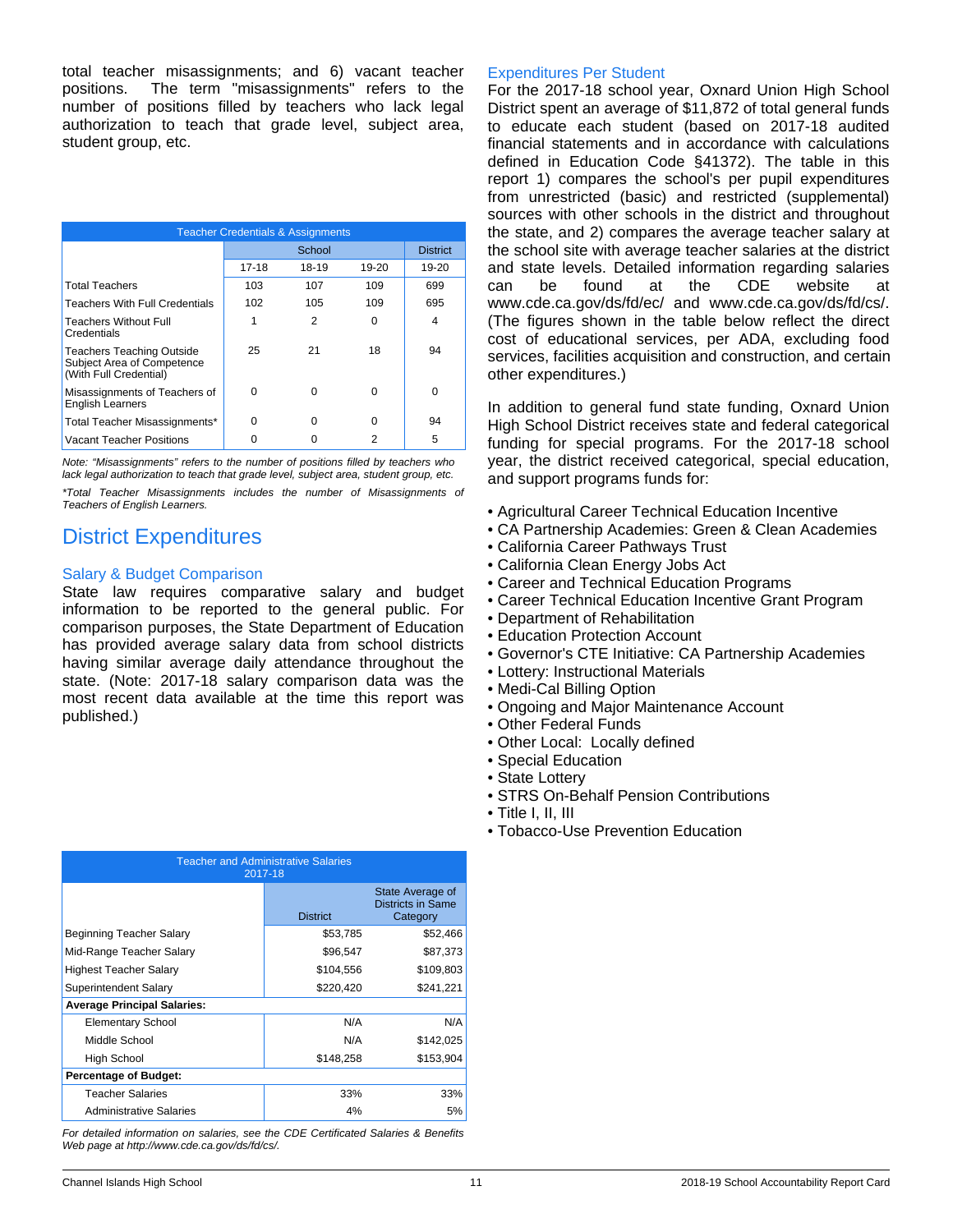total teacher misassignments; and 6) vacant teacher positions. The term "misassignments" refers to the number of positions filled by teachers who lack legal authorization to teach that grade level, subject area, student group, etc.

| Teacher Credentials & Assignments | | | | |
|---|---|---|---|---|
| | School | | | District |
| | 17-18 | 18-19 | 19-20 | 19-20 |
| Total Teachers | 103 | 107 | 109 | 699 |
| Teachers With Full Credentials | 102 | 105 | 109 | 695 |
| Teachers Without Full Credentials | 1 | 2 | 0 | 4 |
| Teachers Teaching Outside Subject Area of Competence (With Full Credential) | 25 | 21 | 18 | 94 |
| Misassignments of Teachers of English Learners | 0 | 0 | 0 | 0 |
| Total Teacher Misassignments* | 0 | 0 | 0 | 94 |
| Vacant Teacher Positions | 0 | 0 | 2 | 5 |

*Note: "Misassignments" refers to the number of positions filled by teachers who lack legal authorization to teach that grade level, subject area, student group, etc.*

*\*Total Teacher Misassignments includes the number of Misassignments of Teachers of English Learners.*

# District Expenditures

## Salary & Budget Comparison

State law requires comparative salary and budget information to be reported to the general public. For comparison purposes, the State Department of Education has provided average salary data from school districts having similar average daily attendance throughout the state. (Note: 2017-18 salary comparison data was the most recent data available at the time this report was published.)

| Teacher and Administrative Salaries 2017-18 | | |
|---|---|---|
| | District | State Average of Districts in Same Category |
| Beginning Teacher Salary | $53,785 | $52,466 |
| Mid-Range Teacher Salary | $96,547 | $87,373 |
| Highest Teacher Salary | $104,556 | $109,803 |
| Superintendent Salary | $220,420 | $241,221 |
| **Average Principal Salaries:** | | |
| Elementary School | N/A | N/A |
| Middle School | N/A | $142,025 |
| High School | $148,258 | $153,904 |
| **Percentage of Budget:** | | |
| Teacher Salaries | 33% | 33% |
| Administrative Salaries | 4% | 5% |

*For detailed information on salaries, see the CDE Certificated Salaries & Benefits Web page at http://www.cde.ca.gov/ds/fd/cs/.*

## Expenditures Per Student

For the 2017-18 school year, Oxnard Union High School District spent an average of $11,872 of total general funds to educate each student (based on 2017-18 audited financial statements and in accordance with calculations defined in Education Code §41372). The table in this report 1) compares the school's per pupil expenditures from unrestricted (basic) and restricted (supplemental) sources with other schools in the district and throughout the state, and 2) compares the average teacher salary at the school site with average teacher salaries at the district and state levels. Detailed information regarding salaries can be found at the CDE website at www.cde.ca.gov/ds/fd/ec/ and www.cde.ca.gov/ds/fd/cs/. (The figures shown in the table below reflect the direct cost of educational services, per ADA, excluding food services, facilities acquisition and construction, and certain other expenditures.)

In addition to general fund state funding, Oxnard Union High School District receives state and federal categorical funding for special programs. For the 2017-18 school year, the district received categorical, special education, and support programs funds for:

- Agricultural Career Technical Education Incentive
- CA Partnership Academies: Green & Clean Academies
- California Career Pathways Trust
- California Clean Energy Jobs Act
- Career and Technical Education Programs
- Career Technical Education Incentive Grant Program
- Department of Rehabilitation
- Education Protection Account
- Governor's CTE Initiative: CA Partnership Academies
- Lottery: Instructional Materials
- Medi-Cal Billing Option
- Ongoing and Major Maintenance Account
- Other Federal Funds
- Other Local: Locally defined
- Special Education
- State Lottery
- STRS On-Behalf Pension Contributions
- Title I, II, III
- Tobacco-Use Prevention Education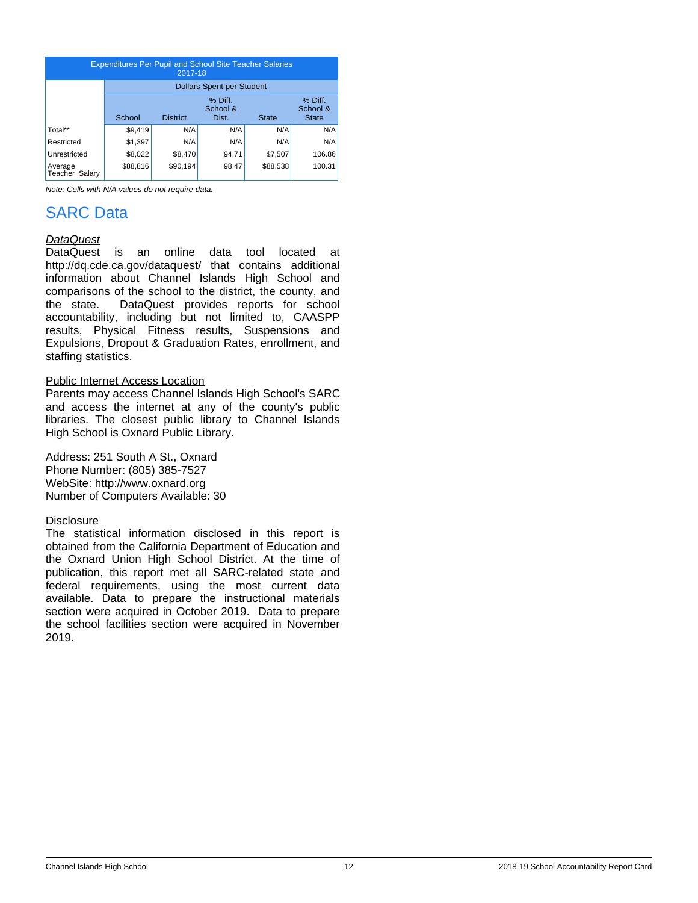| Expenditures Per Pupil and School Site Teacher Salaries 2017-18 | | | | | |
|---|---|---|---|---|---|
| | Dollars Spent per Student | | | | |
| | School | District | % Diff. School & Dist. | State | % Diff. School & State |
| Total** | $9,419 | N/A | N/A | N/A | N/A |
| Restricted | $1,397 | N/A | N/A | N/A | N/A |
| Unrestricted | $8,022 | $8,470 | 94.71 | $7,507 | 106.86 |
| Average Teacher Salary | $88,816 | $90,194 | 98.47 | $88,538 | 100.31 |

*Note: Cells with N/A values do not require data.*

# SARC Data

*DataQuest*

DataQuest is an online data tool located at http://dq.cde.ca.gov/dataquest/ that contains additional information about Channel Islands High School and comparisons of the school to the district, the county, and the state. DataQuest provides reports for school accountability, including but not limited to, CAASPP results, Physical Fitness results, Suspensions and Expulsions, Dropout & Graduation Rates, enrollment, and staffing statistics.

Public Internet Access Location

Parents may access Channel Islands High School's SARC and access the internet at any of the county's public libraries. The closest public library to Channel Islands High School is Oxnard Public Library.

Address: 251 South A St., Oxnard
Phone Number: (805) 385-7527
WebSite: http://www.oxnard.org
Number of Computers Available: 30

Disclosure

The statistical information disclosed in this report is obtained from the California Department of Education and the Oxnard Union High School District. At the time of publication, this report met all SARC-related state and federal requirements, using the most current data available. Data to prepare the instructional materials section were acquired in October 2019. Data to prepare the school facilities section were acquired in November 2019.